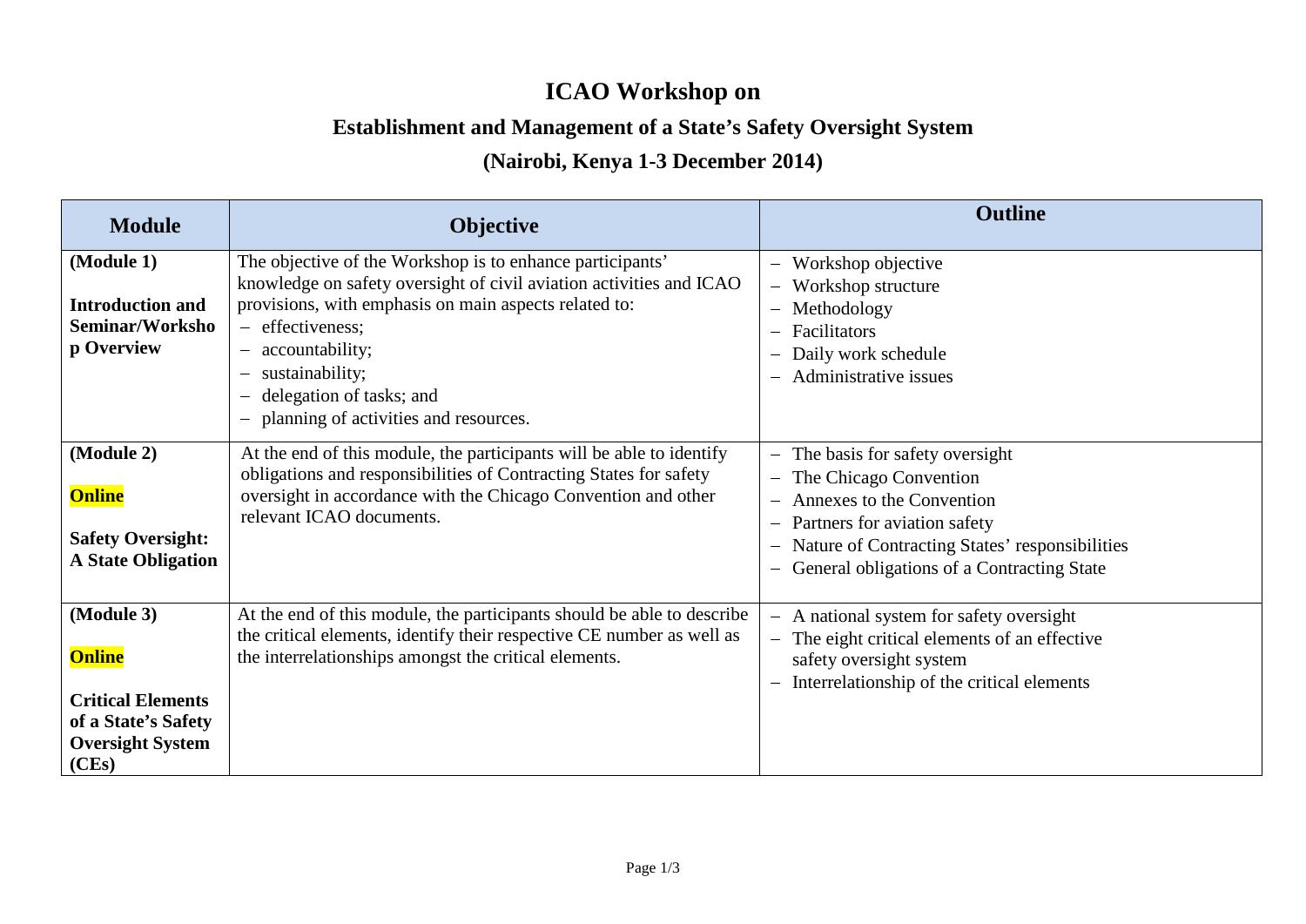# ICAO Workshop on

## Establishment and Management of a State's Safety Oversight System

## (Nairobi, Kenya 1-3 December 2014)

| Module | Objective | Outline |
|---|---|---|
| **(Module 1)**<br><br>**Introduction and Seminar/Workshop Overview** | The objective of the Workshop is to enhance participants' knowledge on safety oversight of civil aviation activities and ICAO provisions, with emphasis on main aspects related to:<br>– effectiveness;<br>– accountability;<br>– sustainability;<br>– delegation of tasks; and<br>– planning of activities and resources. | – Workshop objective<br>– Workshop structure<br>– Methodology<br>– Facilitators<br>– Daily work schedule<br>– Administrative issues |
| **(Module 2)**<br><br>**Online**<br><br>**Safety Oversight: A State Obligation** | At the end of this module, the participants will be able to identify obligations and responsibilities of Contracting States for safety oversight in accordance with the Chicago Convention and other relevant ICAO documents. | – The basis for safety oversight<br>– The Chicago Convention<br>– Annexes to the Convention<br>– Partners for aviation safety<br>– Nature of Contracting States' responsibilities<br>– General obligations of a Contracting State |
| **(Module 3)**<br><br>**Online**<br><br>**Critical Elements of a State's Safety Oversight System (CEs)** | At the end of this module, the participants should be able to describe the critical elements, identify their respective CE number as well as the interrelationships amongst the critical elements. | – A national system for safety oversight<br>– The eight critical elements of an effective safety oversight system<br>– Interrelationship of the critical elements |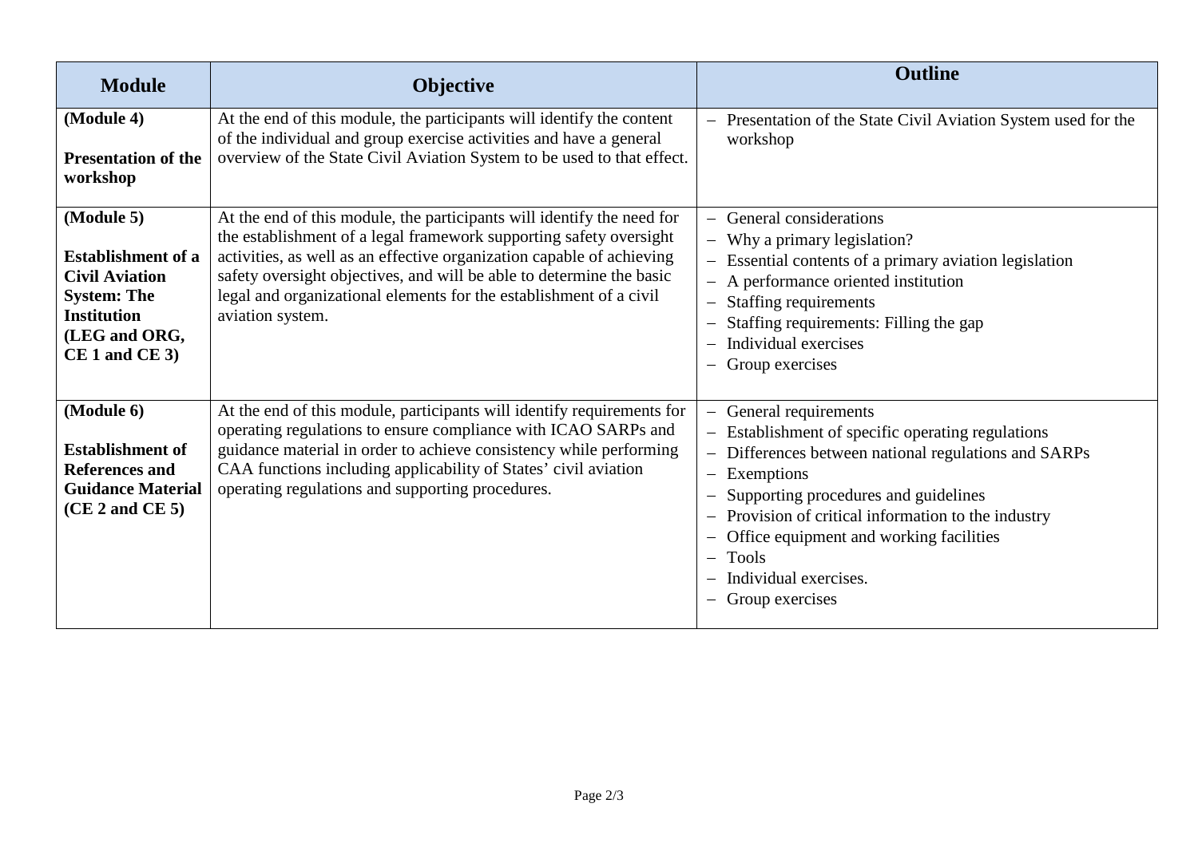| Module | Objective | Outline |
|---|---|---|
| **(Module 4)**<br><br>**Presentation of the workshop** | At the end of this module, the participants will identify the content of the individual and group exercise activities and have a general overview of the State Civil Aviation System to be used to that effect. | – Presentation of the State Civil Aviation System used for the workshop |
| **(Module 5)**<br><br>**Establishment of a Civil Aviation System: The Institution (LEG and ORG, CE 1 and CE 3)** | At the end of this module, the participants will identify the need for the establishment of a legal framework supporting safety oversight activities, as well as an effective organization capable of achieving safety oversight objectives, and will be able to determine the basic legal and organizational elements for the establishment of a civil aviation system. | – General considerations<br>– Why a primary legislation?<br>– Essential contents of a primary aviation legislation<br>– A performance oriented institution<br>– Staffing requirements<br>– Staffing requirements: Filling the gap<br>– Individual exercises<br>– Group exercises |
| **(Module 6)**<br><br>**Establishment of References and Guidance Material (CE 2 and CE 5)** | At the end of this module, participants will identify requirements for operating regulations to ensure compliance with ICAO SARPs and guidance material in order to achieve consistency while performing CAA functions including applicability of States' civil aviation operating regulations and supporting procedures. | – General requirements<br>– Establishment of specific operating regulations<br>– Differences between national regulations and SARPs<br>– Exemptions<br>– Supporting procedures and guidelines<br>– Provision of critical information to the industry<br>– Office equipment and working facilities<br>– Tools<br>– Individual exercises.<br>– Group exercises |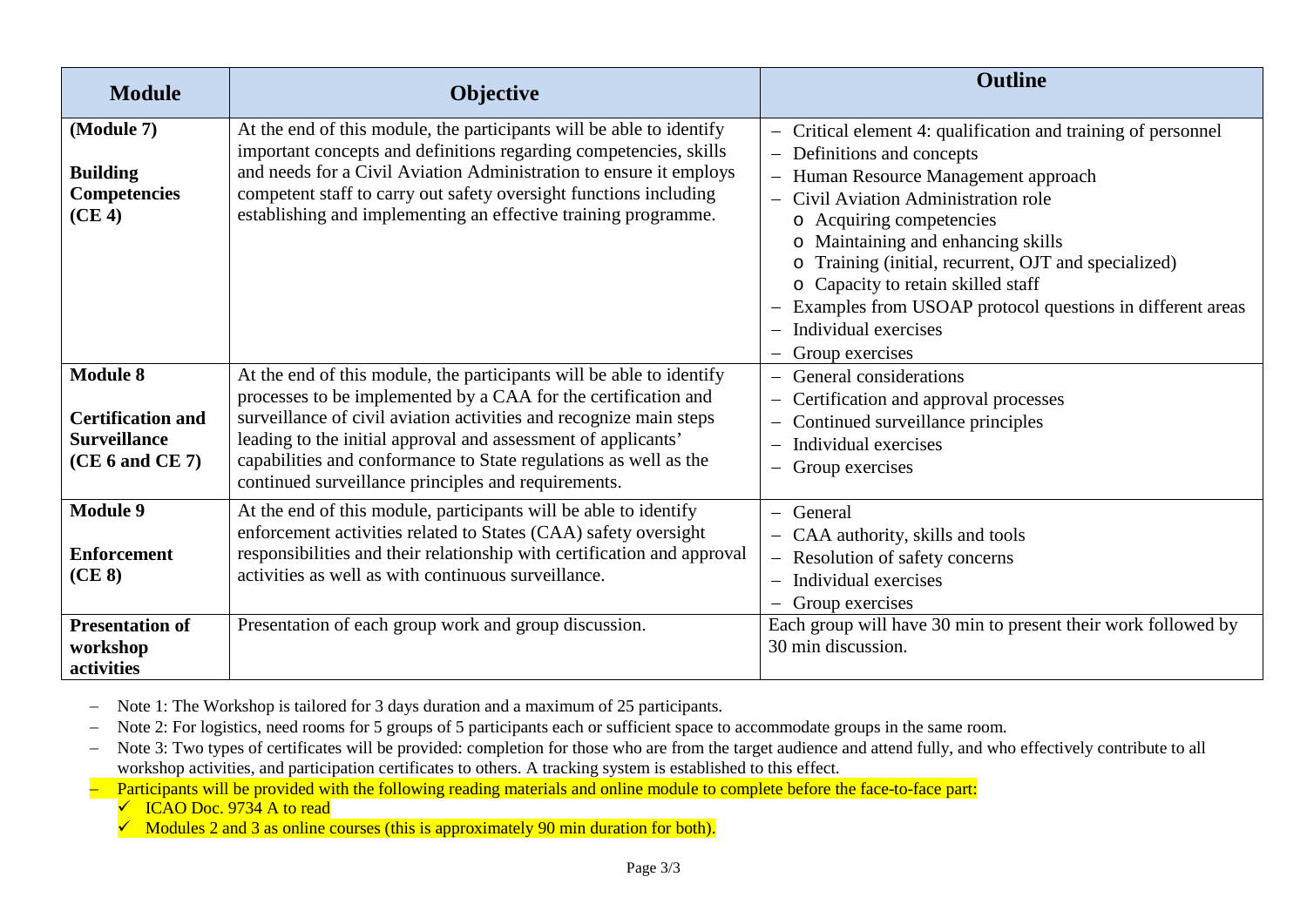| Module | Objective | Outline |
|---|---|---|
| **(Module 7)**<br><br>**Building Competencies (CE 4)** | At the end of this module, the participants will be able to identify important concepts and definitions regarding competencies, skills and needs for a Civil Aviation Administration to ensure it employs competent staff to carry out safety oversight functions including establishing and implementing an effective training programme. | – Critical element 4: qualification and training of personnel<br>– Definitions and concepts<br>– Human Resource Management approach<br>– Civil Aviation Administration role<br>o Acquiring competencies<br>o Maintaining and enhancing skills<br>o Training (initial, recurrent, OJT and specialized)<br>o Capacity to retain skilled staff<br>– Examples from USOAP protocol questions in different areas<br>– Individual exercises<br>– Group exercises |
| **Module 8**<br><br>**Certification and Surveillance (CE 6 and CE 7)** | At the end of this module, the participants will be able to identify processes to be implemented by a CAA for the certification and surveillance of civil aviation activities and recognize main steps leading to the initial approval and assessment of applicants' capabilities and conformance to State regulations as well as the continued surveillance principles and requirements. | – General considerations<br>– Certification and approval processes<br>– Continued surveillance principles<br>– Individual exercises<br>– Group exercises |
| **Module 9**<br><br>**Enforcement (CE 8)** | At the end of this module, participants will be able to identify enforcement activities related to States (CAA) safety oversight responsibilities and their relationship with certification and approval activities as well as with continuous surveillance. | – General<br>– CAA authority, skills and tools<br>– Resolution of safety concerns<br>– Individual exercises<br>– Group exercises |
| **Presentation of workshop activities** | Presentation of each group work and group discussion. | Each group will have 30 min to present their work followed by 30 min discussion. |

- Note 1: The Workshop is tailored for 3 days duration and a maximum of 25 participants.
- Note 2: For logistics, need rooms for 5 groups of 5 participants each or sufficient space to accommodate groups in the same room.
- Note 3: Two types of certificates will be provided: completion for those who are from the target audience and attend fully, and who effectively contribute to all workshop activities, and participation certificates to others. A tracking system is established to this effect.
- Participants will be provided with the following reading materials and online module to complete before the face-to-face part:
  - ✓ ICAO Doc. 9734 A to read
  - ✓ Modules 2 and 3 as online courses (this is approximately 90 min duration for both).